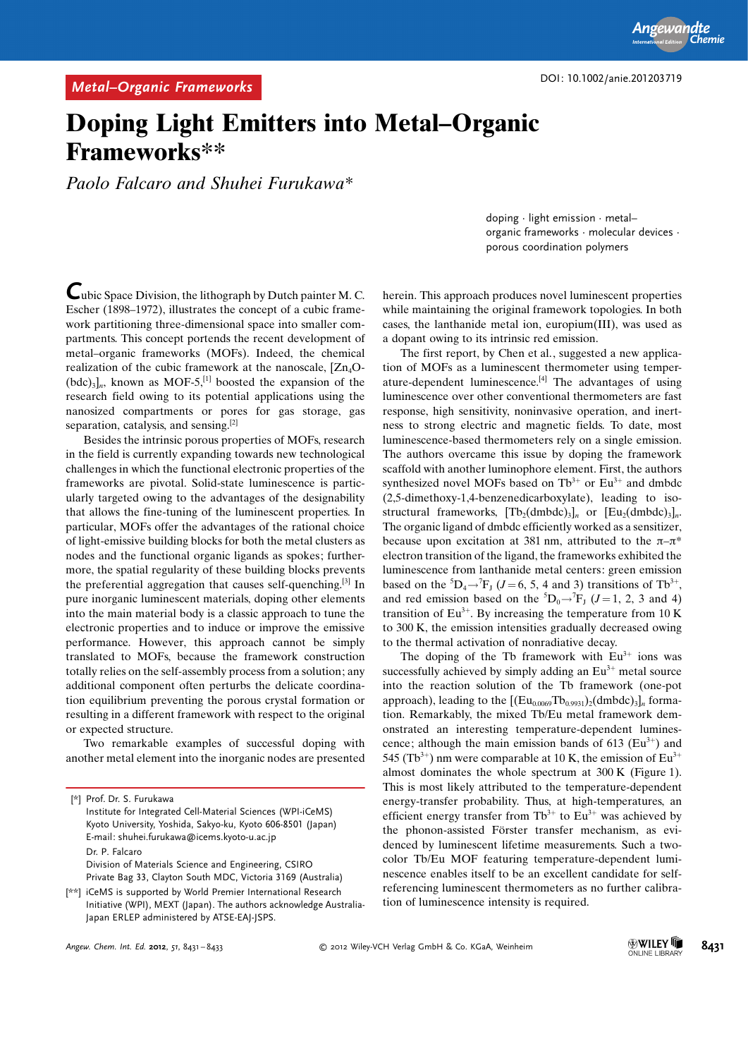**Metal–Organic Frameworks**

DOI: 10.1002/anie.201203719

# Doping Light Emitters into Metal–Organic Frameworks**

*Paolo Falcaro and Shuhei Furukawa**

doping · light emission · metal–organic frameworks · molecular devices · porous coordination polymers

Cubic Space Division, the lithograph by Dutch painter M. C. Escher (1898–1972), illustrates the concept of a cubic framework partitioning three-dimensional space into smaller compartments. This concept portends the recent development of metal–organic frameworks (MOFs). Indeed, the chemical realization of the cubic framework at the nanoscale, $[Zn_4O(bdc)_3]_n$, known as MOF-5,[1] boosted the expansion of the research field owing to its potential applications using the nanosized compartments or pores for gas storage, gas separation, catalysis, and sensing.[2]

Besides the intrinsic porous properties of MOFs, research in the field is currently expanding towards new technological challenges in which the functional electronic properties of the frameworks are pivotal. Solid-state luminescence is particularly targeted owing to the advantages of the designability that allows the fine-tuning of the luminescent properties. In particular, MOFs offer the advantages of the rational choice of light-emissive building blocks for both the metal clusters as nodes and the functional organic ligands as spokes; furthermore, the spatial regularity of these building blocks prevents the preferential aggregation that causes self-quenching.[3] In pure inorganic luminescent materials, doping other elements into the main material body is a classic approach to tune the electronic properties and to induce or improve the emissive performance. However, this approach cannot be simply translated to MOFs, because the framework construction totally relies on the self-assembly process from a solution; any additional component often perturbs the delicate coordination equilibrium preventing the porous crystal formation or resulting in a different framework with respect to the original or expected structure.

Two remarkable examples of successful doping with another metal element into the inorganic nodes are presented herein. This approach produces novel luminescent properties while maintaining the original framework topologies. In both cases, the lanthanide metal ion, europium(III), was used as a dopant owing to its intrinsic red emission.

The first report, by Chen et al., suggested a new application of MOFs as a luminescent thermometer using temperature-dependent luminescence.[4] The advantages of using luminescence over other conventional thermometers are fast response, high sensitivity, noninvasive operation, and inertness to strong electric and magnetic fields. To date, most luminescence-based thermometers rely on a single emission. The authors overcame this issue by doping the framework scaffold with another luminophore element. First, the authors synthesized novel MOFs based on $Tb^{3+}$ or $Eu^{3+}$ and dmbdc (2,5-dimethoxy-1,4-benzenedicarboxylate), leading to isostructural frameworks, $[Tb_2(dmbdc)_3]_n$ or $[Eu_2(dmbdc)_3]_n$. The organic ligand of dmbdc efficiently worked as a sensitizer, because upon excitation at 381 nm, attributed to the $\pi$–$\pi$* electron transition of the ligand, the frameworks exhibited the luminescence from lanthanide metal centers: green emission based on the ${}^5D_4 \rightarrow {}^7F_J$ ($J = 6$, 5, 4 and 3) transitions of $Tb^{3+}$, and red emission based on the ${}^5D_0 \rightarrow {}^7F_J$ ($J = 1$, 2, 3 and 4) transition of $Eu^{3+}$. By increasing the temperature from 10 K to 300 K, the emission intensities gradually decreased owing to the thermal activation of nonradiative decay.

The doping of the Tb framework with $Eu^{3+}$ ions was successfully achieved by simply adding an $Eu^{3+}$ metal source into the reaction solution of the Tb framework (one-pot approach), leading to the $[(Eu_{0.0069}Tb_{0.9931})_2(dmbdc)_3]_n$ formation. Remarkably, the mixed Tb/Eu metal framework demonstrated an interesting temperature-dependent luminescence; although the main emission bands of 613 ($Eu^{3+}$) and 545 ($Tb^{3+}$) nm were comparable at 10 K, the emission of $Eu^{3+}$ almost dominates the whole spectrum at 300 K (Figure 1). This is most likely attributed to the temperature-dependent energy-transfer probability. Thus, at high-temperatures, an efficient energy transfer from $Tb^{3+}$ to $Eu^{3+}$ was achieved by the phonon-assisted Förster transfer mechanism, as evidenced by luminescent lifetime measurements. Such a two-color Tb/Eu MOF featuring temperature-dependent luminescence enables itself to be an excellent candidate for self-referencing luminescent thermometers as no further calibration of luminescence intensity is required.

---

[*] Prof. Dr. S. Furukawa
Institute for Integrated Cell-Material Sciences (WPI-iCeMS)
Kyoto University, Yoshida, Sakyo-ku, Kyoto 606-8501 (Japan)
E-mail: shuhei.furukawa@icems.kyoto-u.ac.jp

Dr. P. Falcaro
Division of Materials Science and Engineering, CSIRO
Private Bag 33, Clayton South MDC, Victoria 3169 (Australia)

[**] iCeMS is supported by World Premier International Research Initiative (WPI), MEXT (Japan). The authors acknowledge Australia-Japan ERLEP administered by ATSE-EAJ-JSPS.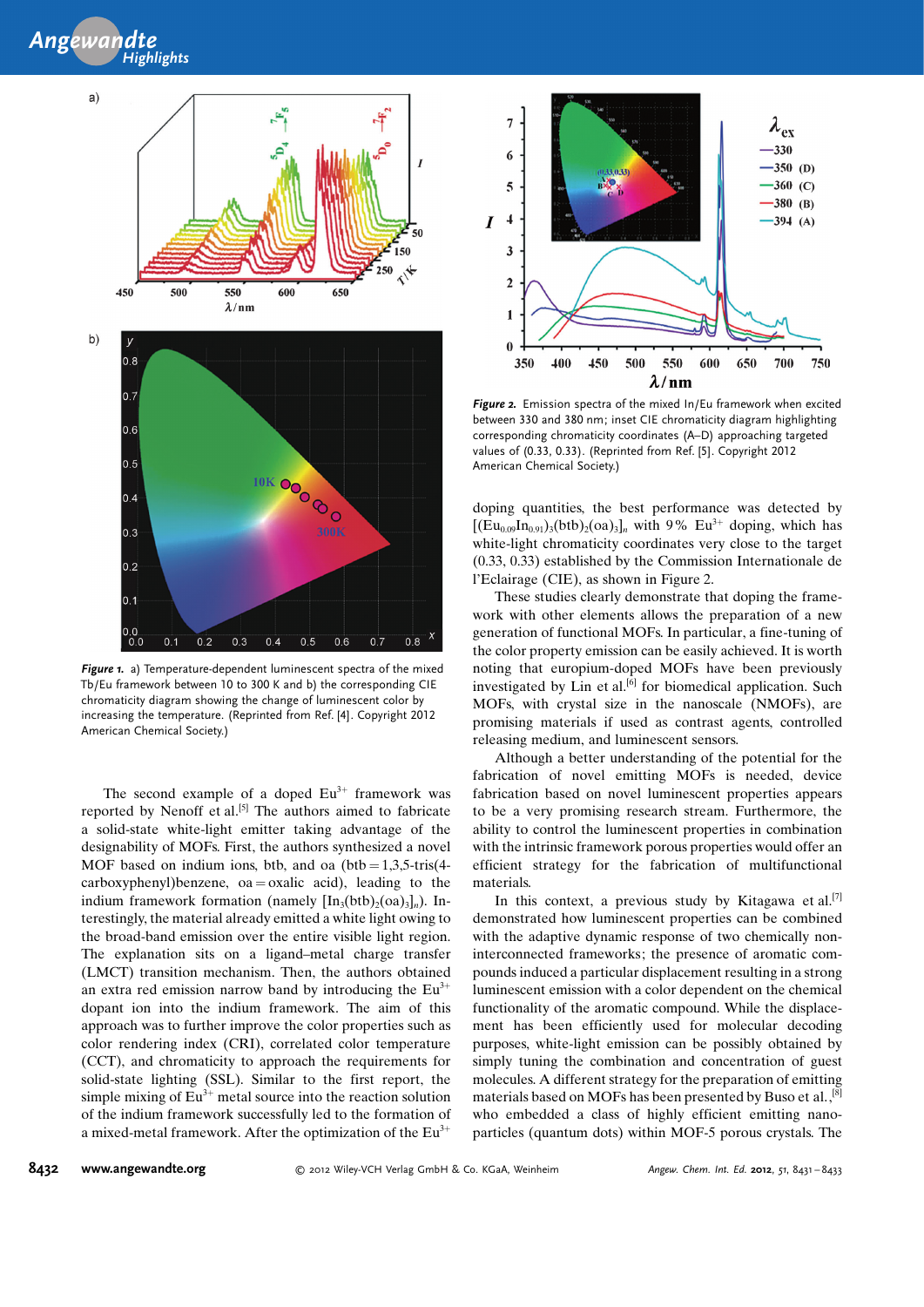*Figure 1.* a) Temperature-dependent luminescent spectra of the mixed Tb/Eu framework between 10 to 300 K and b) the corresponding CIE chromaticity diagram showing the change of luminescent color by increasing the temperature. (Reprinted from Ref. [4]. Copyright 2012 American Chemical Society.)

*Figure 2.* Emission spectra of the mixed In/Eu framework when excited between 330 and 380 nm; inset CIE chromaticity diagram highlighting corresponding chromaticity coordinates (A–D) approaching targeted values of (0.33, 0.33). (Reprinted from Ref. [5]. Copyright 2012 American Chemical Society.)

The second example of a doped $Eu^{3+}$ framework was reported by Nenoff et al.[5] The authors aimed to fabricate a solid-state white-light emitter taking advantage of the designability of MOFs. First, the authors synthesized a novel MOF based on indium ions, btb, and oa (btb = 1,3,5-tris(4-carboxyphenyl)benzene, oa = oxalic acid), leading to the indium framework formation (namely $[In_3(btb)_2(oa)_3]_n$). Interestingly, the material already emitted a white light owing to the broad-band emission over the entire visible light region. The explanation sits on a ligand–metal charge transfer (LMCT) transition mechanism. Then, the authors obtained an extra red emission narrow band by introducing the $Eu^{3+}$ dopant ion into the indium framework. The aim of this approach was to further improve the color properties such as color rendering index (CRI), correlated color temperature (CCT), and chromaticity to approach the requirements for solid-state lighting (SSL). Similar to the first report, the simple mixing of $Eu^{3+}$ metal source into the reaction solution of the indium framework successfully led to the formation of a mixed-metal framework. After the optimization of the $Eu^{3+}$ doping quantities, the best performance was detected by $[(Eu_{0.09}In_{0.91})_3(btb)_2(oa)_3]_n$ with 9% $Eu^{3+}$ doping, which has white-light chromaticity coordinates very close to the target (0.33, 0.33) established by the Commission Internationale de l'Eclairage (CIE), as shown in Figure 2.

These studies clearly demonstrate that doping the framework with other elements allows the preparation of a new generation of functional MOFs. In particular, a fine-tuning of the color property emission can be easily achieved. It is worth noting that europium-doped MOFs have been previously investigated by Lin et al.[6] for biomedical application. Such MOFs, with crystal size in the nanoscale (NMOFs), are promising materials if used as contrast agents, controlled releasing medium, and luminescent sensors.

Although a better understanding of the potential for the fabrication of novel emitting MOFs is needed, device fabrication based on novel luminescent properties appears to be a very promising research stream. Furthermore, the ability to control the luminescent properties in combination with the intrinsic framework porous properties would offer an efficient strategy for the fabrication of multifunctional materials.

In this context, a previous study by Kitagawa et al.[7] demonstrated how luminescent properties can be combined with the adaptive dynamic response of two chemically non-interconnected frameworks; the presence of aromatic compounds induced a particular displacement resulting in a strong luminescent emission with a color dependent on the chemical functionality of the aromatic compound. While the displacement has been efficiently used for molecular decoding purposes, white-light emission can be possibly obtained by simply tuning the combination and concentration of guest molecules. A different strategy for the preparation of emitting materials based on MOFs has been presented by Buso et al.,[8] who embedded a class of highly efficient emitting nanoparticles (quantum dots) within MOF-5 porous crystals. The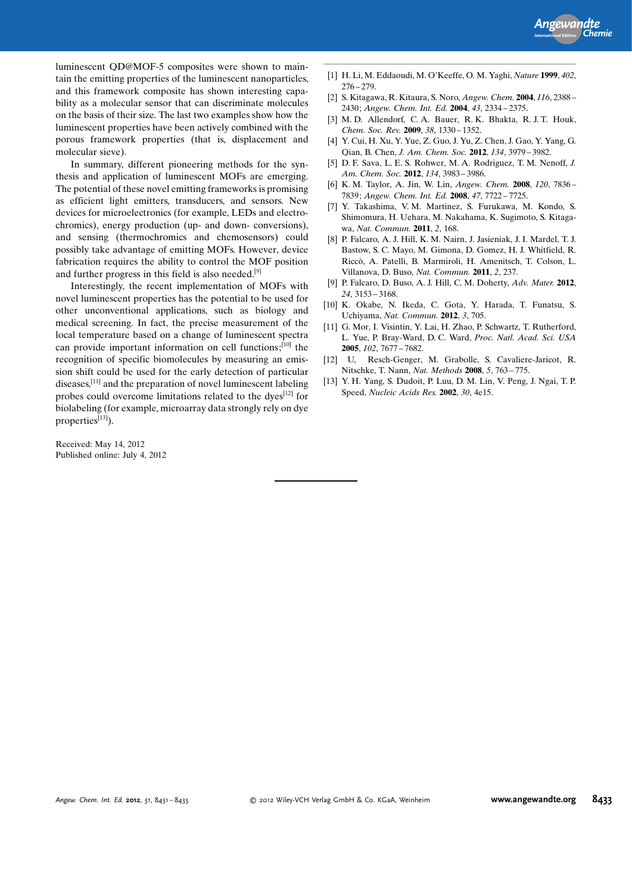luminescent QD@MOF-5 composites were shown to maintain the emitting properties of the luminescent nanoparticles, and this framework composite has shown interesting capability as a molecular sensor that can discriminate molecules on the basis of their size. The last two examples show how the luminescent properties have been actively combined with the porous framework properties (that is, displacement and molecular sieve).

In summary, different pioneering methods for the synthesis and application of luminescent MOFs are emerging. The potential of these novel emitting frameworks is promising as efficient light emitters, transducers, and sensors. New devices for microelectronics (for example, LEDs and electrochromics), energy production (up- and down- conversions), and sensing (thermochromics and chemosensors) could possibly take advantage of emitting MOFs. However, device fabrication requires the ability to control the MOF position and further progress in this field is also needed.[9]

Interestingly, the recent implementation of MOFs with novel luminescent properties has the potential to be used for other unconventional applications, such as biology and medical screening. In fact, the precise measurement of the local temperature based on a change of luminescent spectra can provide important information on cell functions;[10] the recognition of specific biomolecules by measuring an emission shift could be used for the early detection of particular diseases,[11] and the preparation of novel luminescent labeling probes could overcome limitations related to the dyes[12] for biolabeling (for example, microarray data strongly rely on dye properties[13]).

Received: May 14, 2012
Published online: July 4, 2012

[1] H. Li, M. Eddaoudi, M. O'Keeffe, O. M. Yaghi, *Nature* **1999**, *402*, 276 – 279.

[2] S. Kitagawa, R. Kitaura, S. Noro, *Angew. Chem.* **2004**, *116*, 2388 – 2430; *Angew. Chem. Int. Ed.* **2004**, *43*, 2334 – 2375.

[3] M. D. Allendorf, C. A. Bauer, R. K. Bhakta, R. J. T. Houk, *Chem. Soc. Rev.* **2009**, *38*, 1330 – 1352.

[4] Y. Cui, H. Xu, Y. Yue, Z. Guo, J. Yu, Z. Chen, J. Gao, Y. Yang, G. Qian, B. Chen, *J. Am. Chem. Soc.* **2012**, *134*, 3979 – 3982.

[5] D. F. Sava, L. E. S. Rohwer, M. A. Rodriguez, T. M. Nenoff, *J. Am. Chem. Soc.* **2012**, *134*, 3983 – 3986.

[6] K. M. Taylor, A. Jin, W. Lin, *Angew. Chem.* **2008**, *120*, 7836 – 7839; *Angew. Chem. Int. Ed.* **2008**, *47*, 7722 – 7725.

[7] Y. Takashima, V. M. Martinez, S. Furukawa, M. Kondo, S. Shimomura, H. Uehara, M. Nakahama, K. Sugimoto, S. Kitagawa, *Nat. Commun.* **2011**, *2*, 168.

[8] P. Falcaro, A. J. Hill, K. M. Nairn, J. Jasieniak, J. I. Mardel, T. J. Bastow, S. C. Mayo, M. Gimona, D. Gomez, H. J. Whitfield, R. Riccò, A. Patelli, B. Marmiroli, H. Amenitsch, T. Colson, L. Villanova, D. Buso, *Nat. Commun.* **2011**, *2*, 237.

[9] P. Falcaro, D. Buso, A. J. Hill, C. M. Doherty, *Adv. Mater.* **2012**, *24*, 3153 – 3168.

[10] K. Okabe, N. Ikeda, C. Gota, Y. Harada, T. Funatsu, S. Uchiyama, *Nat. Commun.* **2012**, *3*, 705.

[11] G. Mor, I. Visintin, Y. Lai, H. Zhao, P. Schwartz, T. Rutherford, L. Yue, P. Bray-Ward, D. C. Ward, *Proc. Natl. Acad. Sci. USA* **2005**, *102*, 7677 – 7682.

[12] U, Resch-Genger, M. Grabolle, S. Cavaliere-Jaricot, R. Nitschke, T. Nann, *Nat. Methods* **2008**, *5*, 763 – 775.

[13] Y. H. Yang, S. Dudoit, P. Luu, D. M. Lin, V. Peng, J. Ngai, T. P. Speed, *Nucleic Acids Res.* **2002**, *30*, 4e15.